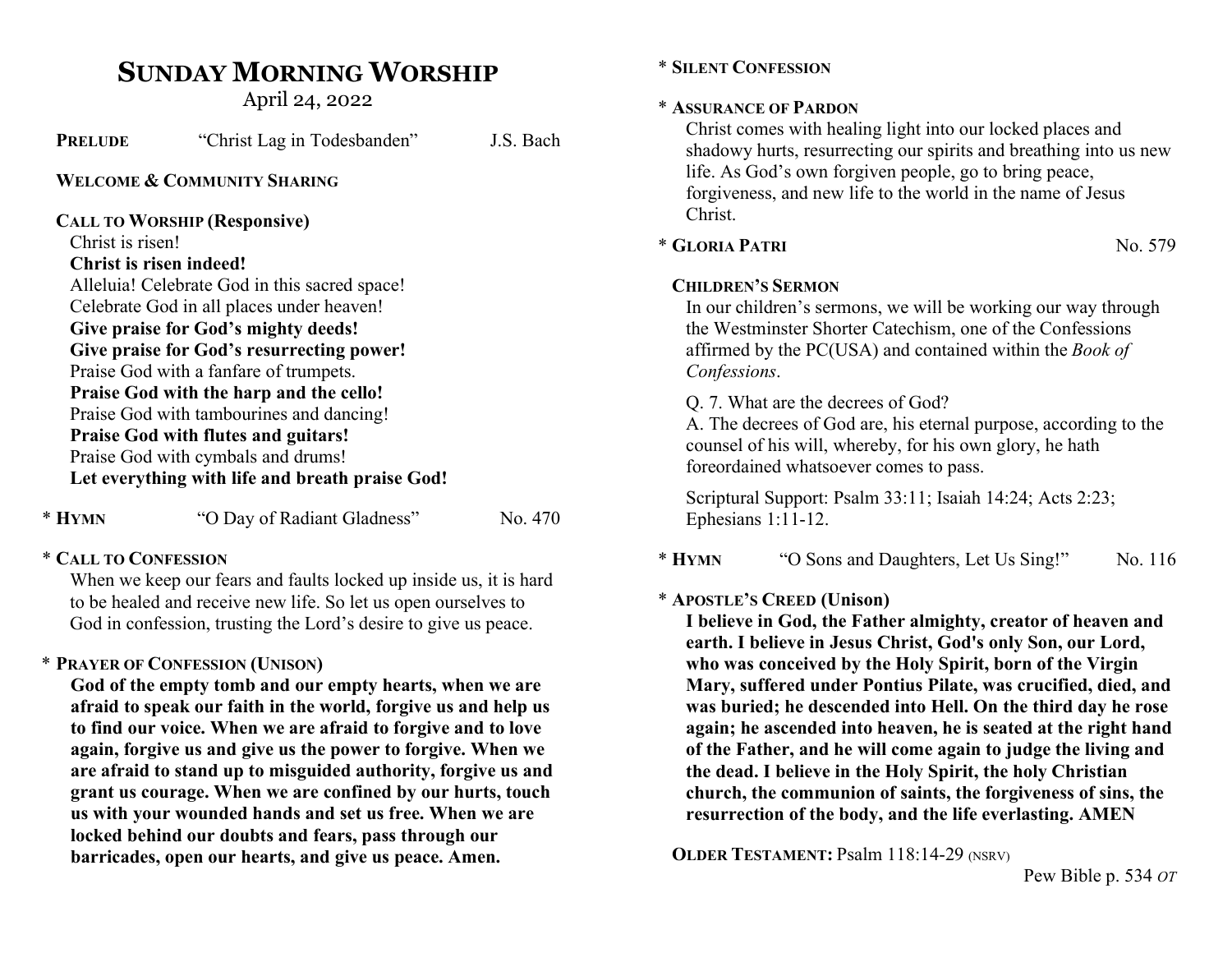# SUNDAY MORNING WORSHIP

April 24, 2022

**PRELUDE** "Christ Lag in Todesbanden" J.S. Bach

**WELCOME & COMMUNITY SHARING**

**CALL TO WORSHIP (Responsive)**

Christ is risen!
**Christ is risen indeed!**
Alleluia! Celebrate God in this sacred space!
Celebrate God in all places under heaven!
**Give praise for God's mighty deeds!**
**Give praise for God's resurrecting power!**
Praise God with a fanfare of trumpets.
**Praise God with the harp and the cello!**
Praise God with tambourines and dancing!
**Praise God with flutes and guitars!**
Praise God with cymbals and drums!
**Let everything with life and breath praise God!**

\* **HYMN** "O Day of Radiant Gladness" No. 470

\* **CALL TO CONFESSION**

When we keep our fears and faults locked up inside us, it is hard to be healed and receive new life. So let us open ourselves to God in confession, trusting the Lord's desire to give us peace.

\* **PRAYER OF CONFESSION (UNISON)**

**God of the empty tomb and our empty hearts, when we are afraid to speak our faith in the world, forgive us and help us to find our voice. When we are afraid to forgive and to love again, forgive us and give us the power to forgive. When we are afraid to stand up to misguided authority, forgive us and grant us courage. When we are confined by our hurts, touch us with your wounded hands and set us free. When we are locked behind our doubts and fears, pass through our barricades, open our hearts, and give us peace. Amen.**

\* **SILENT CONFESSION**

\* **ASSURANCE OF PARDON**

Christ comes with healing light into our locked places and shadowy hurts, resurrecting our spirits and breathing into us new life. As God's own forgiven people, go to bring peace, forgiveness, and new life to the world in the name of Jesus Christ.

\* **GLORIA PATRI** No. 579

**CHILDREN'S SERMON**

In our children's sermons, we will be working our way through the Westminster Shorter Catechism, one of the Confessions affirmed by the PC(USA) and contained within the *Book of Confessions*.

Q. 7. What are the decrees of God?
A. The decrees of God are, his eternal purpose, according to the counsel of his will, whereby, for his own glory, he hath foreordained whatsoever comes to pass.

Scriptural Support: Psalm 33:11; Isaiah 14:24; Acts 2:23; Ephesians 1:11-12.

\* **HYMN** "O Sons and Daughters, Let Us Sing!" No. 116

\* **APOSTLE'S CREED (Unison)**

**I believe in God, the Father almighty, creator of heaven and earth. I believe in Jesus Christ, God's only Son, our Lord, who was conceived by the Holy Spirit, born of the Virgin Mary, suffered under Pontius Pilate, was crucified, died, and was buried; he descended into Hell. On the third day he rose again; he ascended into heaven, he is seated at the right hand of the Father, and he will come again to judge the living and the dead. I believe in the Holy Spirit, the holy Christian church, the communion of saints, the forgiveness of sins, the resurrection of the body, and the life everlasting. AMEN**

**OLDER TESTAMENT:** Psalm 118:14-29 (NSRV)

Pew Bible p. 534 *OT*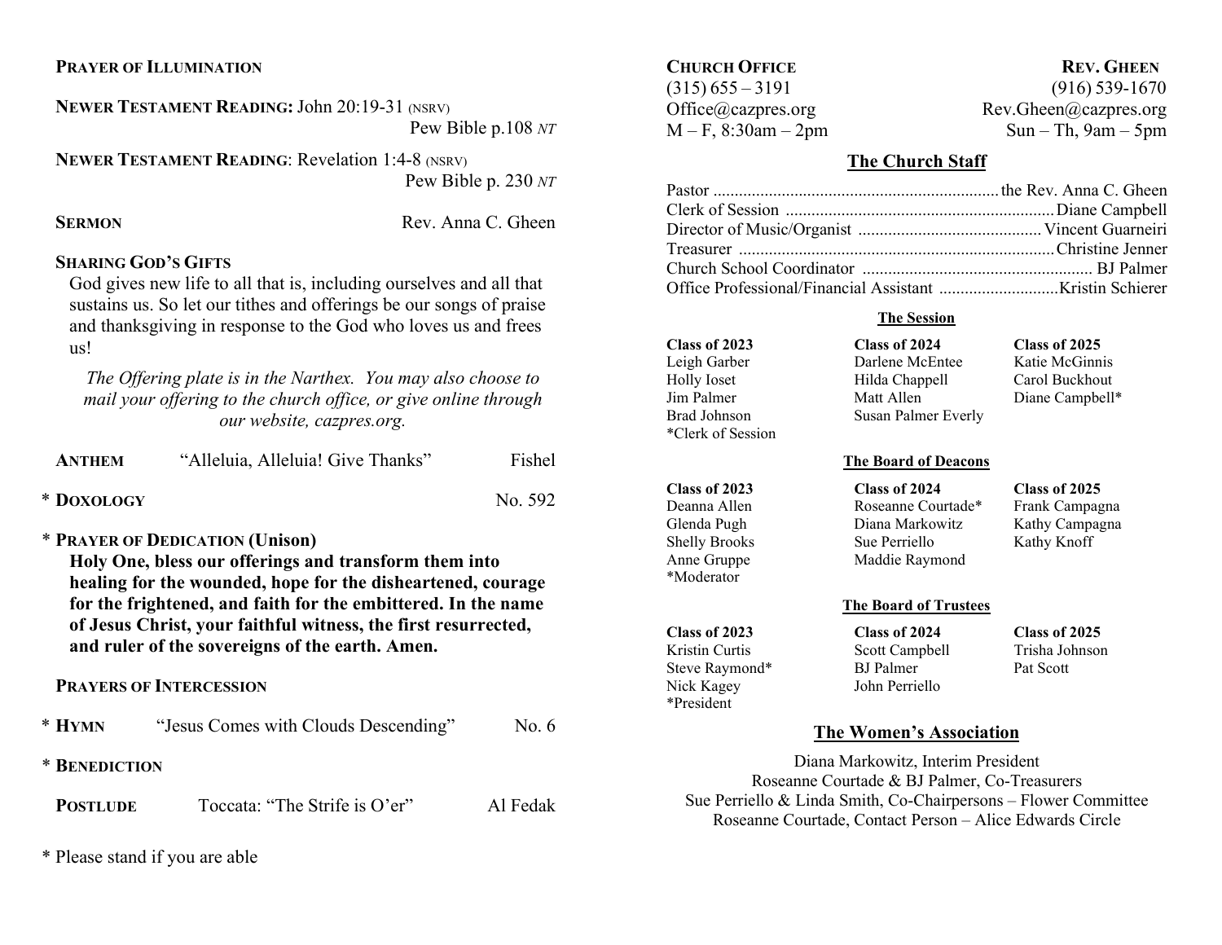**Prayer of Illumination**

**Newer Testament Reading:** John 20:19-31 (NSRV)
Pew Bible p.108 *NT*

**Newer Testament Reading**: Revelation 1:4-8 (NSRV)
Pew Bible p. 230 *NT*

**Sermon** Rev. Anna C. Gheen

**Sharing God's Gifts**

God gives new life to all that is, including ourselves and all that sustains us. So let our tithes and offerings be our songs of praise and thanksgiving in response to the God who loves us and frees us!

*The Offering plate is in the Narthex. You may also choose to mail your offering to the church office, or give online through our website, cazpres.org.*

**Anthem** "Alleluia, Alleluia! Give Thanks" Fishel

\* **Doxology** No. 592

\* **Prayer of Dedication (Unison)**

**Holy One, bless our offerings and transform them into healing for the wounded, hope for the disheartened, courage for the frightened, and faith for the embittered. In the name of Jesus Christ, your faithful witness, the first resurrected, and ruler of the sovereigns of the earth. Amen.**

**Prayers of Intercession**

\* **Hymn** "Jesus Comes with Clouds Descending" No. 6

\* **Benediction**

**Postlude** Toccata: "The Strife is O'er" Al Fedak

\* Please stand if you are able

**Church Office**
(315) 655 – 3191
Office@cazpres.org
M – F, 8:30am – 2pm

**Rev. Gheen**
(916) 539-1670
Rev.Gheen@cazpres.org
Sun – Th, 9am – 5pm

## The Church Staff

Pastor .......... the Rev. Anna C. Gheen
Clerk of Session .......... Diane Campbell
Director of Music/Organist .......... Vincent Guarneiri
Treasurer .......... Christine Jenner
Church School Coordinator .......... BJ Palmer
Office Professional/Financial Assistant .......... Kristin Schierer

### The Session

| Class of 2023 | Class of 2024 | Class of 2025 |
|---|---|---|
| Leigh Garber | Darlene McEntee | Katie McGinnis |
| Holly Ioset | Hilda Chappell | Carol Buckhout |
| Jim Palmer | Matt Allen | Diane Campbell* |
| Brad Johnson | Susan Palmer Everly | |

\*Clerk of Session

### The Board of Deacons

| Class of 2023 | Class of 2024 | Class of 2025 |
|---|---|---|
| Deanna Allen | Roseanne Courtade* | Frank Campagna |
| Glenda Pugh | Diana Markowitz | Kathy Campagna |
| Shelly Brooks | Sue Perriello | Kathy Knoff |
| Anne Gruppe | Maddie Raymond | |

\*Moderator

### The Board of Trustees

| Class of 2023 | Class of 2024 | Class of 2025 |
|---|---|---|
| Kristin Curtis | Scott Campbell | Trisha Johnson |
| Steve Raymond* | BJ Palmer | Pat Scott |
| Nick Kagey | John Perriello | |

\*President

## The Women's Association

Diana Markowitz, Interim President
Roseanne Courtade & BJ Palmer, Co-Treasurers
Sue Perriello & Linda Smith, Co-Chairpersons – Flower Committee
Roseanne Courtade, Contact Person – Alice Edwards Circle